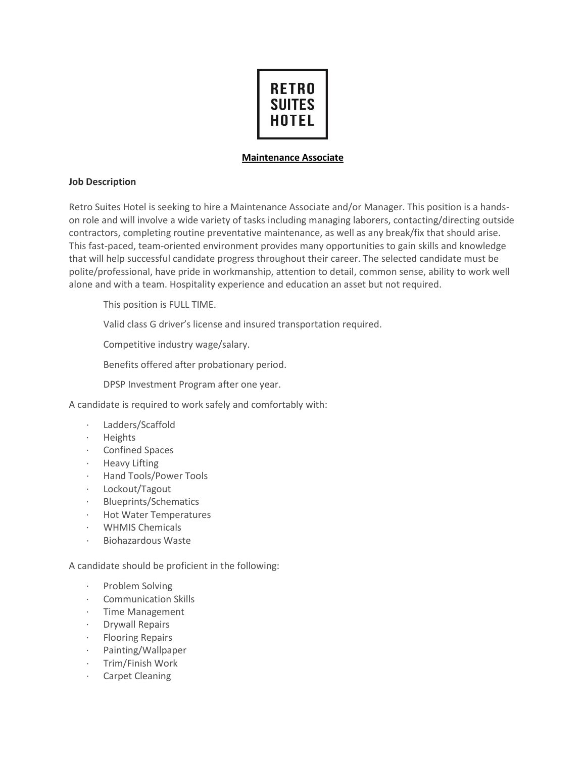RETRO SUITES HOTEL

**Maintenance Associate**

**Job Description**

Retro Suites Hotel is seeking to hire a Maintenance Associate and/or Manager. This position is a hands-on role and will involve a wide variety of tasks including managing laborers, contacting/directing outside contractors, completing routine preventative maintenance, as well as any break/fix that should arise. This fast-paced, team-oriented environment provides many opportunities to gain skills and knowledge that will help successful candidate progress throughout their career. The selected candidate must be polite/professional, have pride in workmanship, attention to detail, common sense, ability to work well alone and with a team. Hospitality experience and education an asset but not required.

This position is FULL TIME.

Valid class G driver's license and insured transportation required.

Competitive industry wage/salary.

Benefits offered after probationary period.

DPSP Investment Program after one year.

A candidate is required to work safely and comfortably with:

- Ladders/Scaffold
- Heights
- Confined Spaces
- Heavy Lifting
- Hand Tools/Power Tools
- Lockout/Tagout
- Blueprints/Schematics
- Hot Water Temperatures
- WHMIS Chemicals
- Biohazardous Waste

A candidate should be proficient in the following:

- Problem Solving
- Communication Skills
- Time Management
- Drywall Repairs
- Flooring Repairs
- Painting/Wallpaper
- Trim/Finish Work
- Carpet Cleaning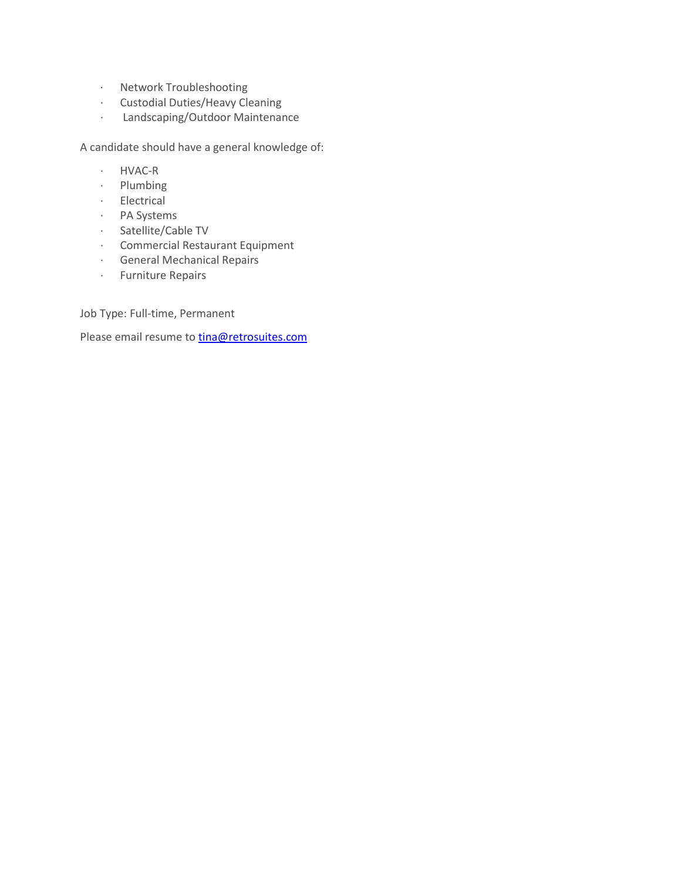- Network Troubleshooting
- Custodial Duties/Heavy Cleaning
- Landscaping/Outdoor Maintenance

A candidate should have a general knowledge of:

- HVAC-R
- Plumbing
- Electrical
- PA Systems
- Satellite/Cable TV
- Commercial Restaurant Equipment
- General Mechanical Repairs
- Furniture Repairs

Job Type: Full-time, Permanent

Please email resume to [tina@retrosuites.com](mailto:tina@retrosuites.com)